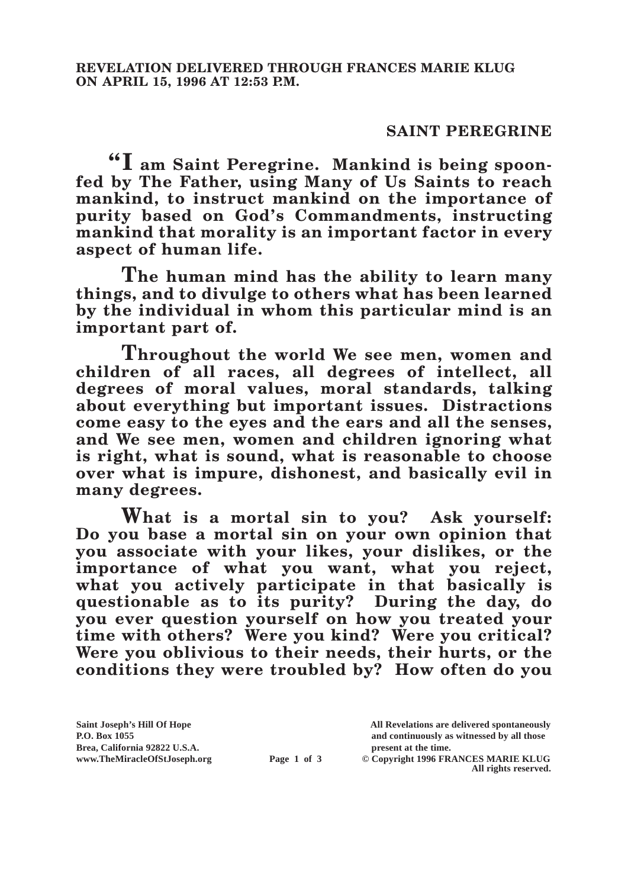**REVELATION DELIVERED THROUGH FRANCES MARIE KLUG ON APRIL 15, 1996 AT 12:53 P.M.**

## SAINT PEREGRINE

**"I am Saint Peregrine. Mankind is being spoon-fed by The Father, using Many of Us Saints to reach mankind, to instruct mankind on the importance of purity based on God's Commandments, instructing mankind that morality is an important factor in every aspect of human life.**

**The human mind has the ability to learn many things, and to divulge to others what has been learned by the individual in whom this particular mind is an important part of.**

**Throughout the world We see men, women and children of all races, all degrees of intellect, all degrees of moral values, moral standards, talking about everything but important issues. Distractions come easy to the eyes and the ears and all the senses, and We see men, women and children ignoring what is right, what is sound, what is reasonable to choose over what is impure, dishonest, and basically evil in many degrees.**

**What is a mortal sin to you? Ask yourself: Do you base a mortal sin on your own opinion that you associate with your likes, your dislikes, or the importance of what you want, what you reject, what you actively participate in that basically is questionable as to its purity? During the day, do you ever question yourself on how you treated your time with others? Were you kind? Were you critical? Were you oblivious to their needs, their hurts, or the conditions they were troubled by? How often do you**

**Saint Joseph's Hill Of Hope**
**P.O. Box 1055**
**Brea, California 92822 U.S.A.**
**www.TheMiracleOfStJoseph.org**

**All Revelations are delivered spontaneously and continuously as witnessed by all those present at the time.**
**© Copyright 1996 FRANCES MARIE KLUG**
**All rights reserved.**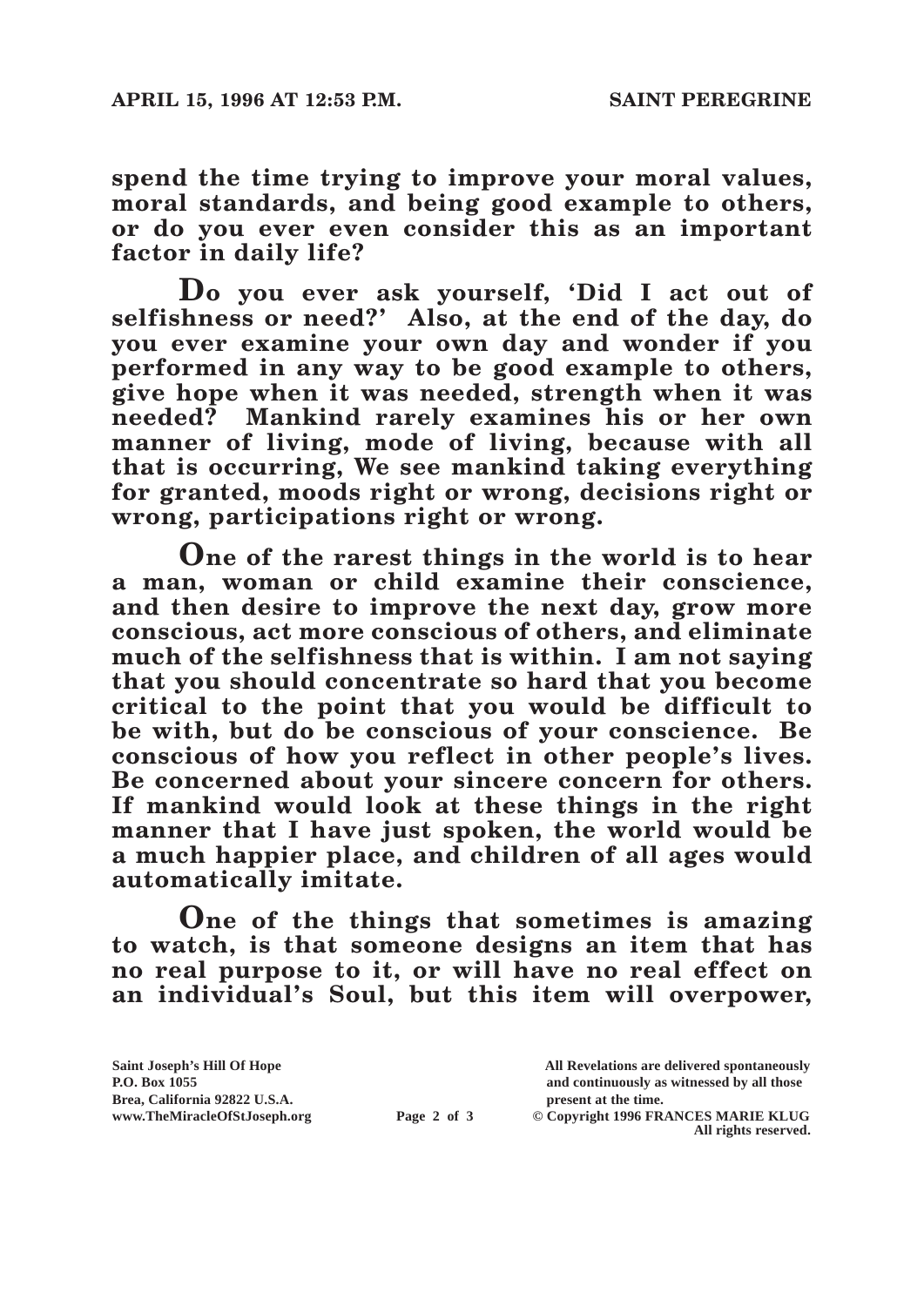**spend the time trying to improve your moral values, moral standards, and being good example to others, or do you ever even consider this as an important factor in daily life?**

**Do you ever ask yourself, 'Did I act out of selfishness or need?' Also, at the end of the day, do you ever examine your own day and wonder if you performed in any way to be good example to others, give hope when it was needed, strength when it was needed? Mankind rarely examines his or her own manner of living, mode of living, because with all that is occurring, We see mankind taking everything for granted, moods right or wrong, decisions right or wrong, participations right or wrong.**

**One of the rarest things in the world is to hear a man, woman or child examine their conscience, and then desire to improve the next day, grow more conscious, act more conscious of others, and eliminate much of the selfishness that is within. I am not saying that you should concentrate so hard that you become critical to the point that you would be difficult to be with, but do be conscious of your conscience. Be conscious of how you reflect in other people's lives. Be concerned about your sincere concern for others. If mankind would look at these things in the right manner that I have just spoken, the world would be a much happier place, and children of all ages would automatically imitate.**

**One of the things that sometimes is amazing to watch, is that someone designs an item that has no real purpose to it, or will have no real effect on an individual's Soul, but this item will overpower,**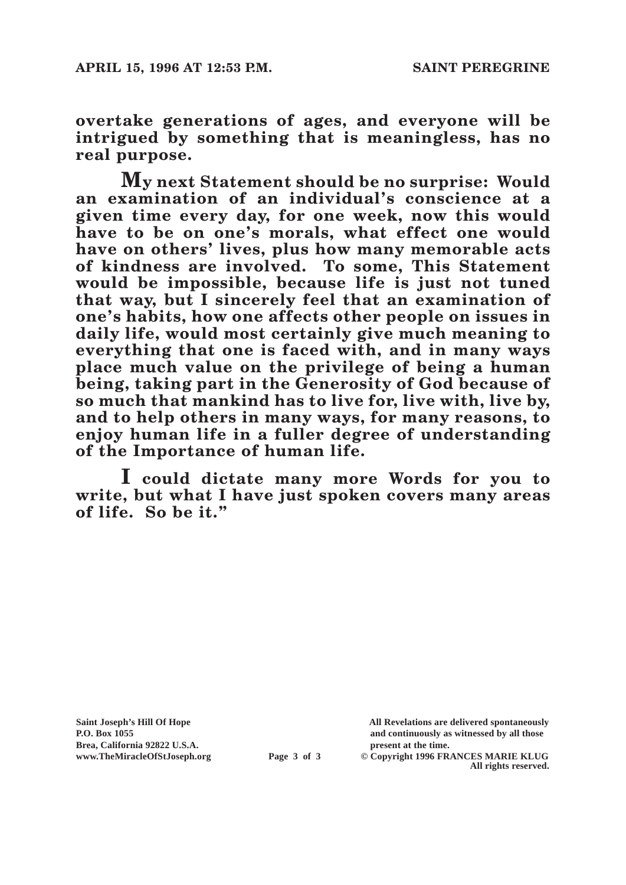**overtake generations of ages, and everyone will be intrigued by something that is meaningless, has no real purpose.**

**My next Statement should be no surprise: Would an examination of an individual's conscience at a given time every day, for one week, now this would have to be on one's morals, what effect one would have on others' lives, plus how many memorable acts of kindness are involved. To some, This Statement would be impossible, because life is just not tuned that way, but I sincerely feel that an examination of one's habits, how one affects other people on issues in daily life, would most certainly give much meaning to everything that one is faced with, and in many ways place much value on the privilege of being a human being, taking part in the Generosity of God because of so much that mankind has to live for, live with, live by, and to help others in many ways, for many reasons, to enjoy human life in a fuller degree of understanding of the Importance of human life.**

**I could dictate many more Words for you to write, but what I have just spoken covers many areas of life. So be it."**

**Saint Joseph's Hill Of Hope**
**P.O. Box 1055**
**Brea, California 92822 U.S.A.**
**www.TheMiracleOfStJoseph.org**

**All Revelations are delivered spontaneously and continuously as witnessed by all those present at the time.**
**© Copyright 1996 FRANCES MARIE KLUG**
**All rights reserved.**